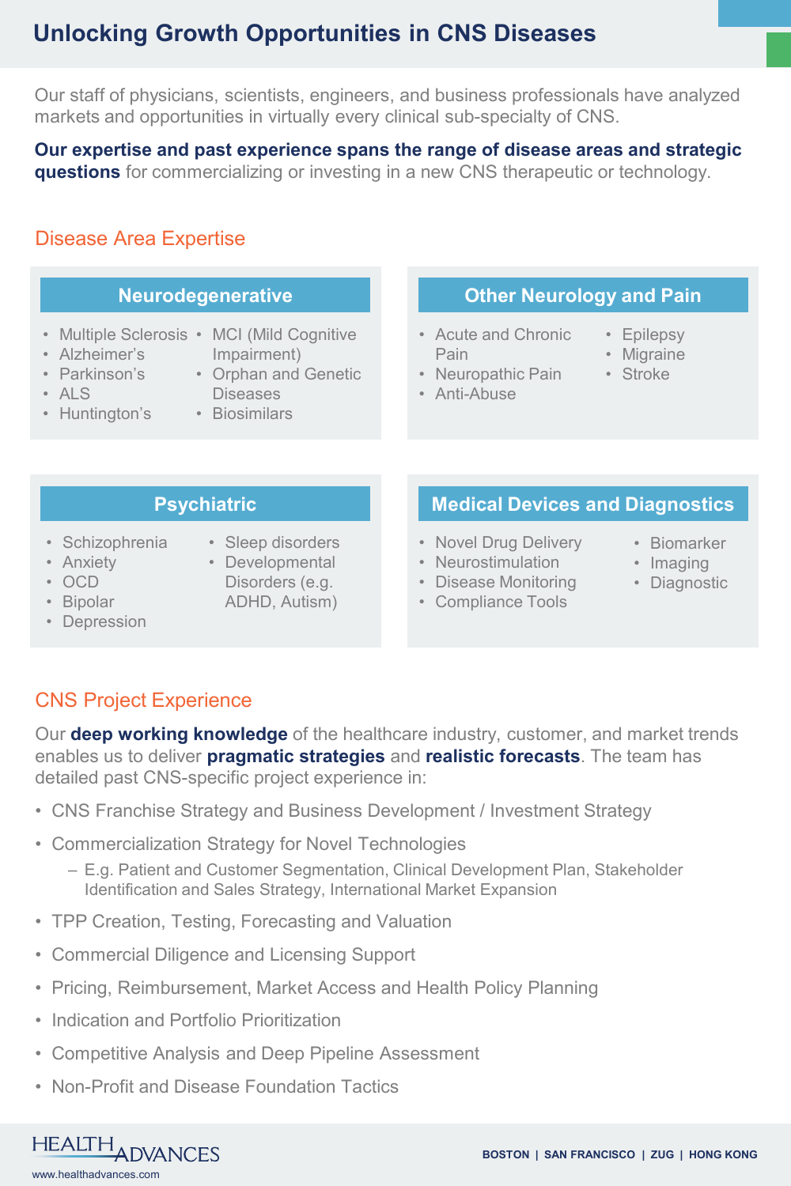# Unlocking Growth Opportunities in CNS Diseases

Our staff of physicians, scientists, engineers, and business professionals have analyzed markets and opportunities in virtually every clinical sub-specialty of CNS.

**Our expertise and past experience spans the range of disease areas and strategic questions** for commercializing or investing in a new CNS therapeutic or technology.

## Disease Area Expertise

### Neurodegenerative

- Multiple Sclerosis
- Alzheimer's
- Parkinson's
- ALS
- Huntington's
- MCI (Mild Cognitive Impairment)
- Orphan and Genetic Diseases
- Biosimilars

### Other Neurology and Pain

- Acute and Chronic Pain
- Neuropathic Pain
- Anti-Abuse
- Epilepsy
- Migraine
- Stroke

### Psychiatric

- Schizophrenia
- Anxiety
- OCD
- Bipolar
- Depression
- Sleep disorders
- Developmental Disorders (e.g. ADHD, Autism)

### Medical Devices and Diagnostics

- Novel Drug Delivery
- Neurostimulation
- Disease Monitoring
- Compliance Tools
- Biomarker
- Imaging
- Diagnostic

## CNS Project Experience

Our **deep working knowledge** of the healthcare industry, customer, and market trends enables us to deliver **pragmatic strategies** and **realistic forecasts**. The team has detailed past CNS-specific project experience in:

- CNS Franchise Strategy and Business Development / Investment Strategy
- Commercialization Strategy for Novel Technologies
  - E.g. Patient and Customer Segmentation, Clinical Development Plan, Stakeholder Identification and Sales Strategy, International Market Expansion
- TPP Creation, Testing, Forecasting and Valuation
- Commercial Diligence and Licensing Support
- Pricing, Reimbursement, Market Access and Health Policy Planning
- Indication and Portfolio Prioritization
- Competitive Analysis and Deep Pipeline Assessment
- Non-Profit and Disease Foundation Tactics

HEALTH ADVANCES
www.healthadvances.com

BOSTON | SAN FRANCISCO | ZUG | HONG KONG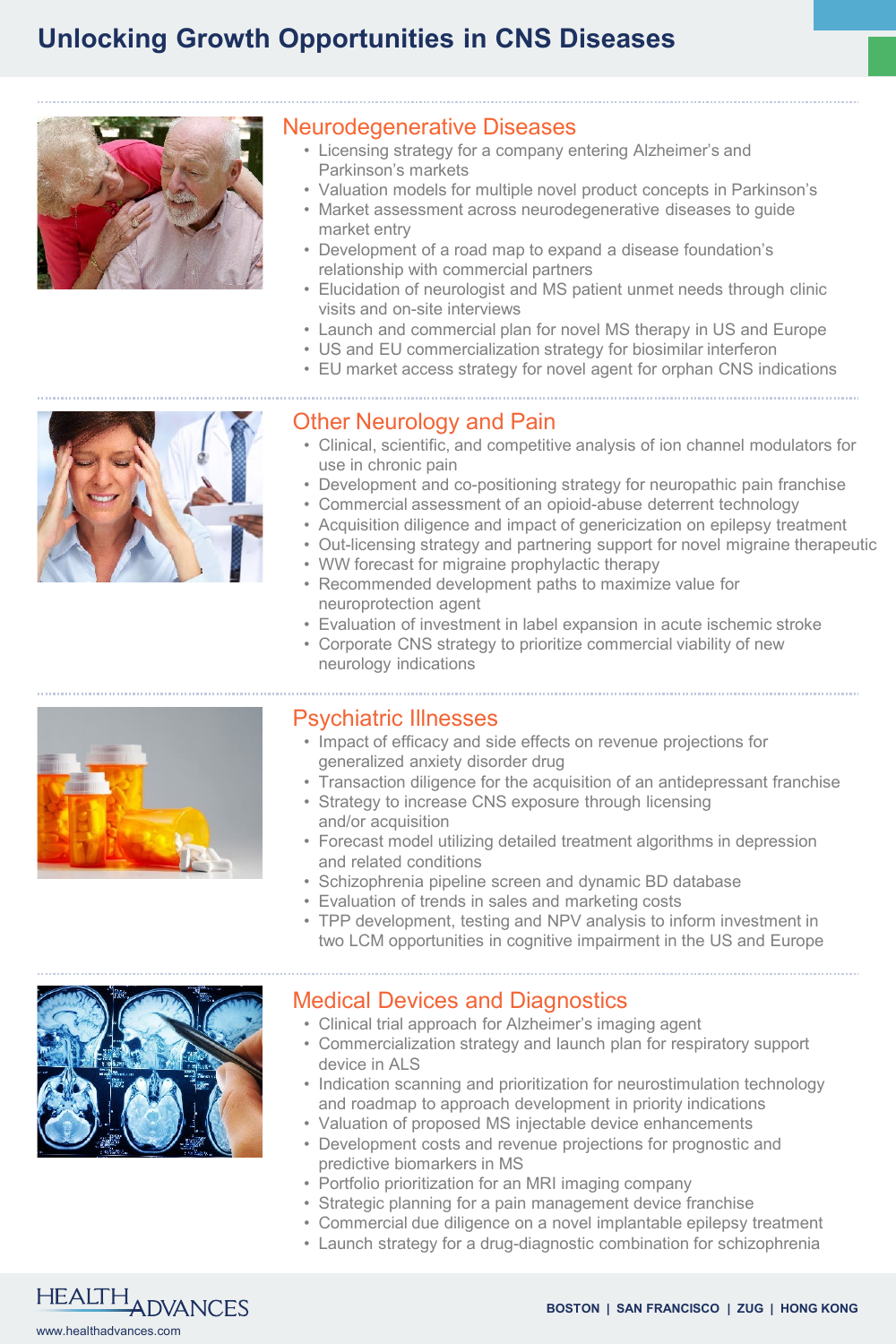# Unlocking Growth Opportunities in CNS Diseases

## Neurodegenerative Diseases

- Licensing strategy for a company entering Alzheimer's and Parkinson's markets
- Valuation models for multiple novel product concepts in Parkinson's
- Market assessment across neurodegenerative diseases to guide market entry
- Development of a road map to expand a disease foundation's relationship with commercial partners
- Elucidation of neurologist and MS patient unmet needs through clinic visits and on-site interviews
- Launch and commercial plan for novel MS therapy in US and Europe
- US and EU commercialization strategy for biosimilar interferon
- EU market access strategy for novel agent for orphan CNS indications

## Other Neurology and Pain

- Clinical, scientific, and competitive analysis of ion channel modulators for use in chronic pain
- Development and co-positioning strategy for neuropathic pain franchise
- Commercial assessment of an opioid-abuse deterrent technology
- Acquisition diligence and impact of genericization on epilepsy treatment
- Out-licensing strategy and partnering support for novel migraine therapeutic
- WW forecast for migraine prophylactic therapy
- Recommended development paths to maximize value for neuroprotection agent
- Evaluation of investment in label expansion in acute ischemic stroke
- Corporate CNS strategy to prioritize commercial viability of new neurology indications

## Psychiatric Illnesses

- Impact of efficacy and side effects on revenue projections for generalized anxiety disorder drug
- Transaction diligence for the acquisition of an antidepressant franchise
- Strategy to increase CNS exposure through licensing and/or acquisition
- Forecast model utilizing detailed treatment algorithms in depression and related conditions
- Schizophrenia pipeline screen and dynamic BD database
- Evaluation of trends in sales and marketing costs
- TPP development, testing and NPV analysis to inform investment in two LCM opportunities in cognitive impairment in the US and Europe

## Medical Devices and Diagnostics

- Clinical trial approach for Alzheimer's imaging agent
- Commercialization strategy and launch plan for respiratory support device in ALS
- Indication scanning and prioritization for neurostimulation technology and roadmap to approach development in priority indications
- Valuation of proposed MS injectable device enhancements
- Development costs and revenue projections for prognostic and predictive biomarkers in MS
- Portfolio prioritization for an MRI imaging company
- Strategic planning for a pain management device franchise
- Commercial due diligence on a novel implantable epilepsy treatment
- Launch strategy for a drug-diagnostic combination for schizophrenia

HEALTH ADVANCES
www.healthadvances.com

BOSTON | SAN FRANCISCO | ZUG | HONG KONG